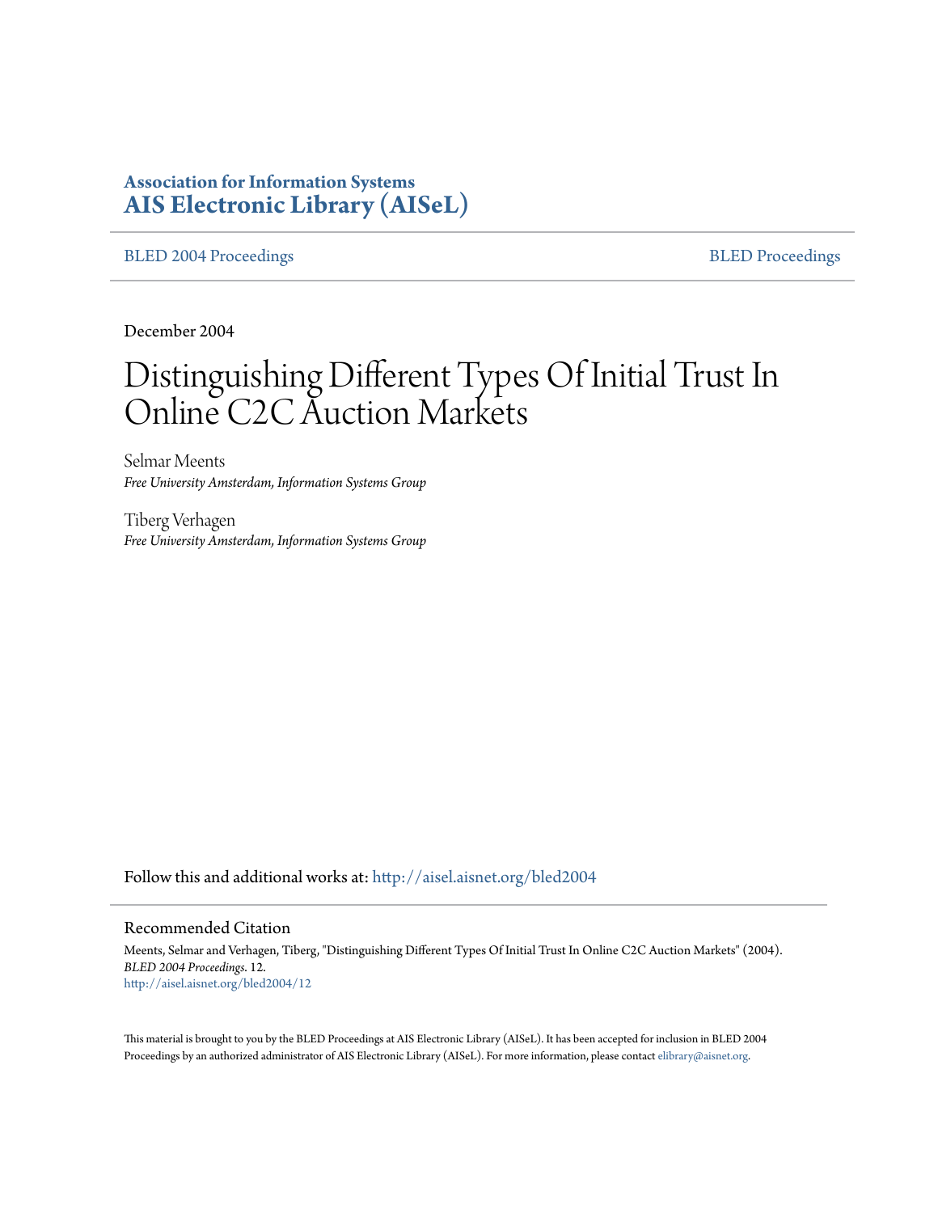**Association for Information Systems**
**AIS Electronic Library (AISeL)**

BLED 2004 Proceedings | BLED Proceedings

December 2004

# Distinguishing Different Types Of Initial Trust In Online C2C Auction Markets

Selmar Meents
*Free University Amsterdam, Information Systems Group*

Tiberg Verhagen
*Free University Amsterdam, Information Systems Group*

Follow this and additional works at: http://aisel.aisnet.org/bled2004

## Recommended Citation

Meents, Selmar and Verhagen, Tiberg, "Distinguishing Different Types Of Initial Trust In Online C2C Auction Markets" (2004). *BLED 2004 Proceedings*. 12.
http://aisel.aisnet.org/bled2004/12

This material is brought to you by the BLED Proceedings at AIS Electronic Library (AISeL). It has been accepted for inclusion in BLED 2004 Proceedings by an authorized administrator of AIS Electronic Library (AISeL). For more information, please contact elibrary@aisnet.org.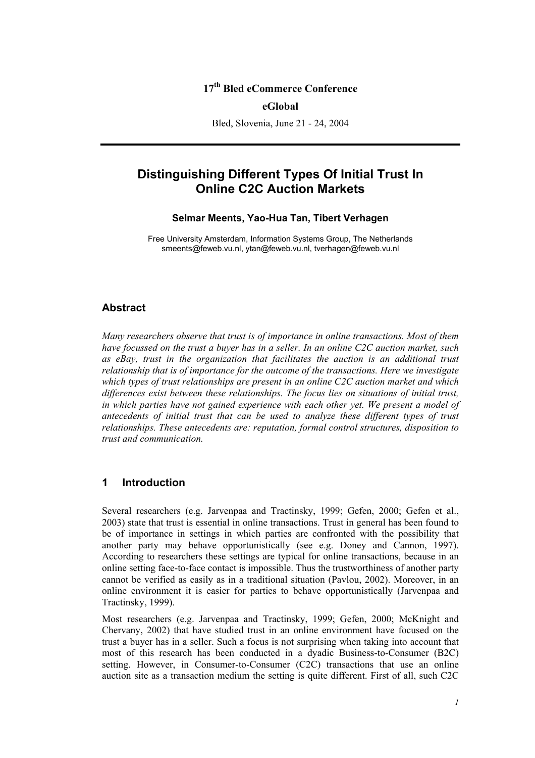**17th Bled eCommerce Conference**

**eGlobal**

Bled, Slovenia, June 21 - 24, 2004

# Distinguishing Different Types Of Initial Trust In Online C2C Auction Markets

**Selmar Meents, Yao-Hua Tan, Tibert Verhagen**

Free University Amsterdam, Information Systems Group, The Netherlands
smeents@feweb.vu.nl, ytan@feweb.vu.nl, tverhagen@feweb.vu.nl

## Abstract

*Many researchers observe that trust is of importance in online transactions. Most of them have focussed on the trust a buyer has in a seller. In an online C2C auction market, such as eBay, trust in the organization that facilitates the auction is an additional trust relationship that is of importance for the outcome of the transactions. Here we investigate which types of trust relationships are present in an online C2C auction market and which differences exist between these relationships. The focus lies on situations of initial trust, in which parties have not gained experience with each other yet. We present a model of antecedents of initial trust that can be used to analyze these different types of trust relationships. These antecedents are: reputation, formal control structures, disposition to trust and communication.*

## 1 Introduction

Several researchers (e.g. Jarvenpaa and Tractinsky, 1999; Gefen, 2000; Gefen et al., 2003) state that trust is essential in online transactions. Trust in general has been found to be of importance in settings in which parties are confronted with the possibility that another party may behave opportunistically (see e.g. Doney and Cannon, 1997). According to researchers these settings are typical for online transactions, because in an online setting face-to-face contact is impossible. Thus the trustworthiness of another party cannot be verified as easily as in a traditional situation (Pavlou, 2002). Moreover, in an online environment it is easier for parties to behave opportunistically (Jarvenpaa and Tractinsky, 1999).

Most researchers (e.g. Jarvenpaa and Tractinsky, 1999; Gefen, 2000; McKnight and Chervany, 2002) that have studied trust in an online environment have focused on the trust a buyer has in a seller. Such a focus is not surprising when taking into account that most of this research has been conducted in a dyadic Business-to-Consumer (B2C) setting. However, in Consumer-to-Consumer (C2C) transactions that use an online auction site as a transaction medium the setting is quite different. First of all, such C2C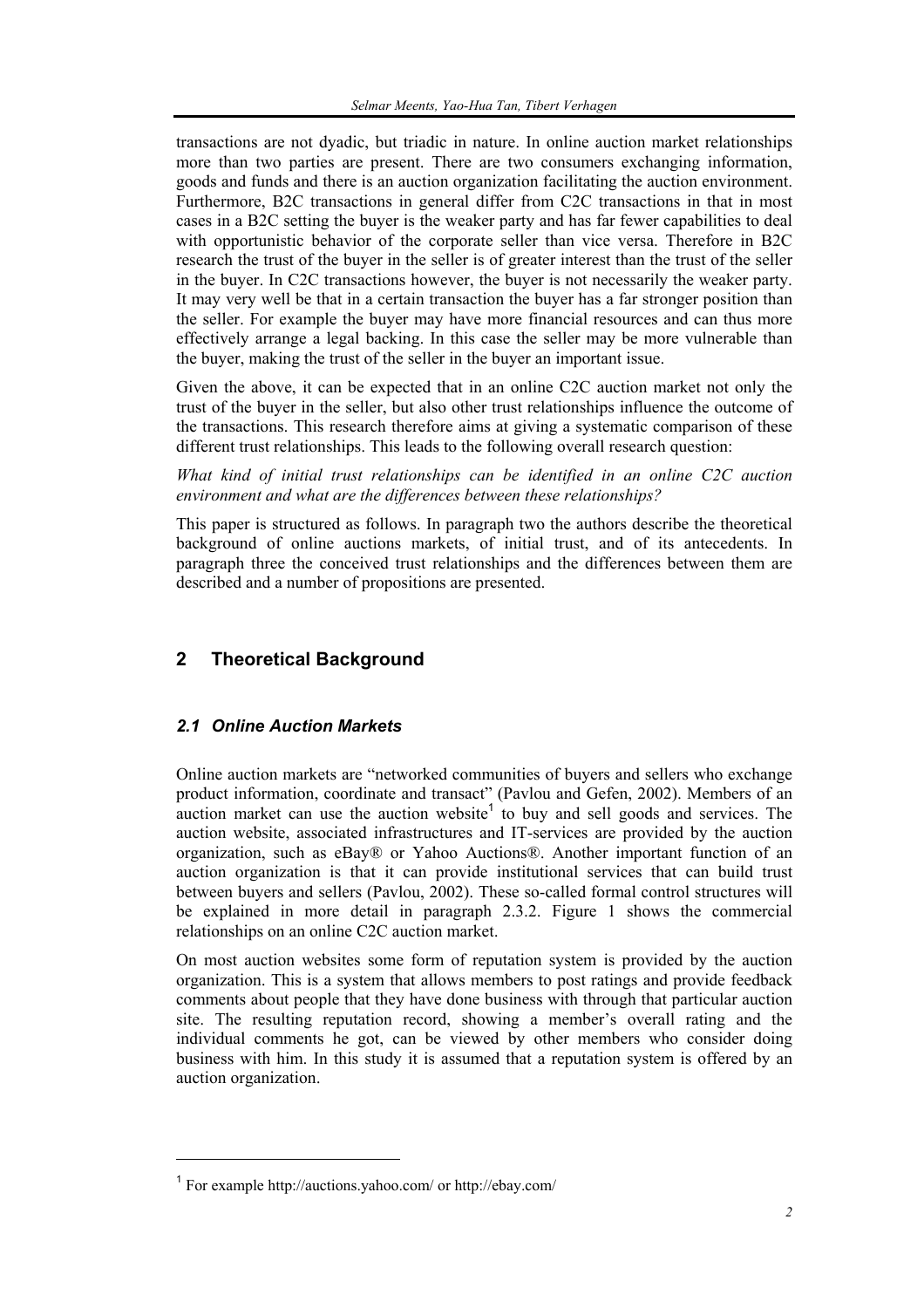transactions are not dyadic, but triadic in nature. In online auction market relationships more than two parties are present. There are two consumers exchanging information, goods and funds and there is an auction organization facilitating the auction environment. Furthermore, B2C transactions in general differ from C2C transactions in that in most cases in a B2C setting the buyer is the weaker party and has far fewer capabilities to deal with opportunistic behavior of the corporate seller than vice versa. Therefore in B2C research the trust of the buyer in the seller is of greater interest than the trust of the seller in the buyer. In C2C transactions however, the buyer is not necessarily the weaker party. It may very well be that in a certain transaction the buyer has a far stronger position than the seller. For example the buyer may have more financial resources and can thus more effectively arrange a legal backing. In this case the seller may be more vulnerable than the buyer, making the trust of the seller in the buyer an important issue.

Given the above, it can be expected that in an online C2C auction market not only the trust of the buyer in the seller, but also other trust relationships influence the outcome of the transactions. This research therefore aims at giving a systematic comparison of these different trust relationships. This leads to the following overall research question:

*What kind of initial trust relationships can be identified in an online C2C auction environment and what are the differences between these relationships?*

This paper is structured as follows. In paragraph two the authors describe the theoretical background of online auctions markets, of initial trust, and of its antecedents. In paragraph three the conceived trust relationships and the differences between them are described and a number of propositions are presented.

## 2 Theoretical Background

### *2.1 Online Auction Markets*

Online auction markets are "networked communities of buyers and sellers who exchange product information, coordinate and transact" (Pavlou and Gefen, 2002). Members of an auction market can use the auction website[1] to buy and sell goods and services. The auction website, associated infrastructures and IT-services are provided by the auction organization, such as eBay® or Yahoo Auctions®. Another important function of an auction organization is that it can provide institutional services that can build trust between buyers and sellers (Pavlou, 2002). These so-called formal control structures will be explained in more detail in paragraph 2.3.2. Figure 1 shows the commercial relationships on an online C2C auction market.

On most auction websites some form of reputation system is provided by the auction organization. This is a system that allows members to post ratings and provide feedback comments about people that they have done business with through that particular auction site. The resulting reputation record, showing a member's overall rating and the individual comments he got, can be viewed by other members who consider doing business with him. In this study it is assumed that a reputation system is offered by an auction organization.

[1] For example http://auctions.yahoo.com/ or http://ebay.com/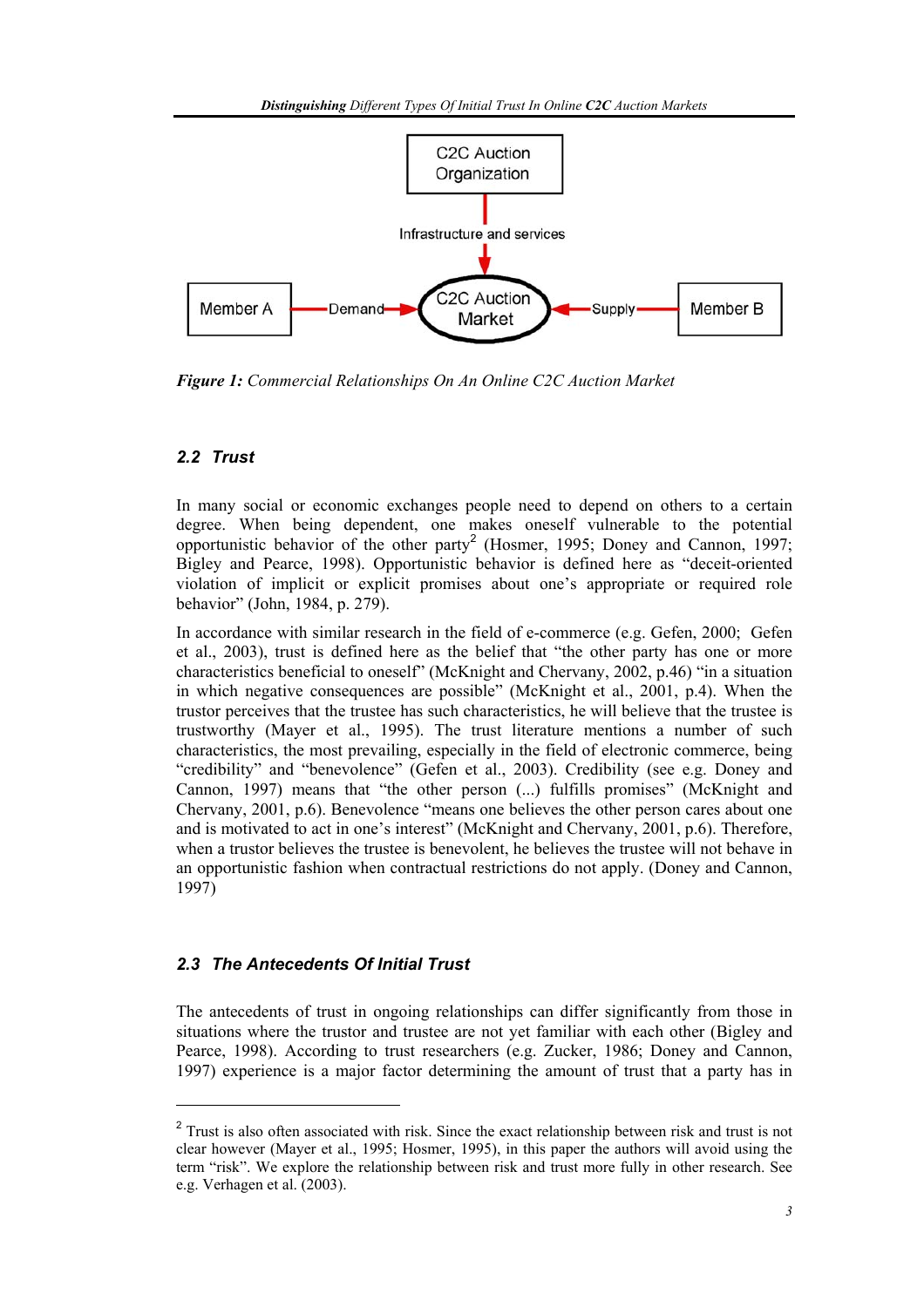*Figure 1: Commercial Relationships On An Online C2C Auction Market*

### 2.2 Trust

In many social or economic exchanges people need to depend on others to a certain degree. When being dependent, one makes oneself vulnerable to the potential opportunistic behavior of the other party[2] (Hosmer, 1995; Doney and Cannon, 1997; Bigley and Pearce, 1998). Opportunistic behavior is defined here as "deceit-oriented violation of implicit or explicit promises about one's appropriate or required role behavior" (John, 1984, p. 279).

In accordance with similar research in the field of e-commerce (e.g. Gefen, 2000; Gefen et al., 2003), trust is defined here as the belief that "the other party has one or more characteristics beneficial to oneself" (McKnight and Chervany, 2002, p.46) "in a situation in which negative consequences are possible" (McKnight et al., 2001, p.4). When the trustor perceives that the trustee has such characteristics, he will believe that the trustee is trustworthy (Mayer et al., 1995). The trust literature mentions a number of such characteristics, the most prevailing, especially in the field of electronic commerce, being "credibility" and "benevolence" (Gefen et al., 2003). Credibility (see e.g. Doney and Cannon, 1997) means that "the other person (...) fulfills promises" (McKnight and Chervany, 2001, p.6). Benevolence "means one believes the other person cares about one and is motivated to act in one's interest" (McKnight and Chervany, 2001, p.6). Therefore, when a trustor believes the trustee is benevolent, he believes the trustee will not behave in an opportunistic fashion when contractual restrictions do not apply. (Doney and Cannon, 1997)

### 2.3 The Antecedents Of Initial Trust

The antecedents of trust in ongoing relationships can differ significantly from those in situations where the trustor and trustee are not yet familiar with each other (Bigley and Pearce, 1998). According to trust researchers (e.g. Zucker, 1986; Doney and Cannon, 1997) experience is a major factor determining the amount of trust that a party has in

---

[2] Trust is also often associated with risk. Since the exact relationship between risk and trust is not clear however (Mayer et al., 1995; Hosmer, 1995), in this paper the authors will avoid using the term "risk". We explore the relationship between risk and trust more fully in other research. See e.g. Verhagen et al. (2003).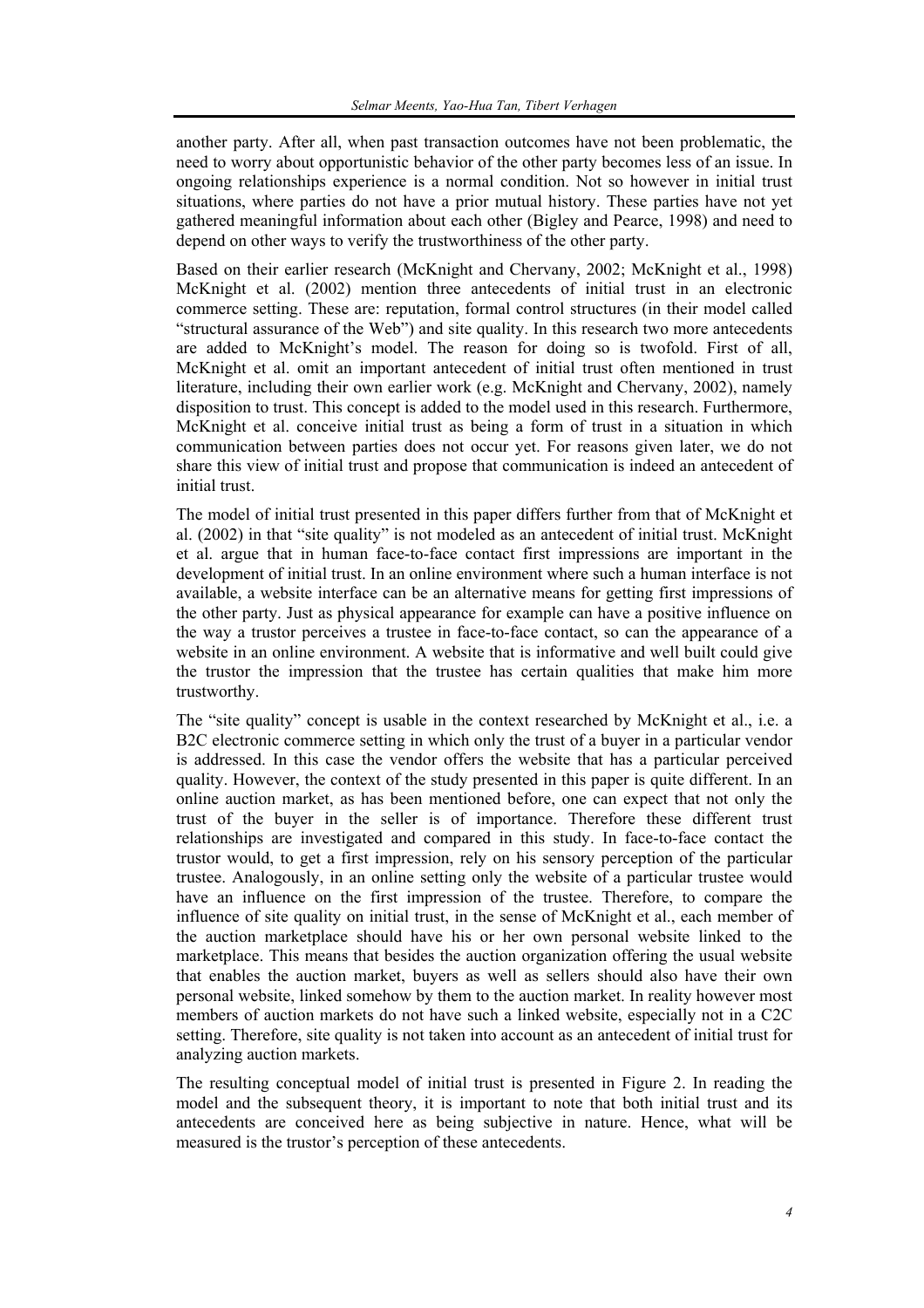another party. After all, when past transaction outcomes have not been problematic, the need to worry about opportunistic behavior of the other party becomes less of an issue. In ongoing relationships experience is a normal condition. Not so however in initial trust situations, where parties do not have a prior mutual history. These parties have not yet gathered meaningful information about each other (Bigley and Pearce, 1998) and need to depend on other ways to verify the trustworthiness of the other party.

Based on their earlier research (McKnight and Chervany, 2002; McKnight et al., 1998) McKnight et al. (2002) mention three antecedents of initial trust in an electronic commerce setting. These are: reputation, formal control structures (in their model called "structural assurance of the Web") and site quality. In this research two more antecedents are added to McKnight's model. The reason for doing so is twofold. First of all, McKnight et al. omit an important antecedent of initial trust often mentioned in trust literature, including their own earlier work (e.g. McKnight and Chervany, 2002), namely disposition to trust. This concept is added to the model used in this research. Furthermore, McKnight et al. conceive initial trust as being a form of trust in a situation in which communication between parties does not occur yet. For reasons given later, we do not share this view of initial trust and propose that communication is indeed an antecedent of initial trust.

The model of initial trust presented in this paper differs further from that of McKnight et al. (2002) in that "site quality" is not modeled as an antecedent of initial trust. McKnight et al. argue that in human face-to-face contact first impressions are important in the development of initial trust. In an online environment where such a human interface is not available, a website interface can be an alternative means for getting first impressions of the other party. Just as physical appearance for example can have a positive influence on the way a trustor perceives a trustee in face-to-face contact, so can the appearance of a website in an online environment. A website that is informative and well built could give the trustor the impression that the trustee has certain qualities that make him more trustworthy.

The "site quality" concept is usable in the context researched by McKnight et al., i.e. a B2C electronic commerce setting in which only the trust of a buyer in a particular vendor is addressed. In this case the vendor offers the website that has a particular perceived quality. However, the context of the study presented in this paper is quite different. In an online auction market, as has been mentioned before, one can expect that not only the trust of the buyer in the seller is of importance. Therefore these different trust relationships are investigated and compared in this study. In face-to-face contact the trustor would, to get a first impression, rely on his sensory perception of the particular trustee. Analogously, in an online setting only the website of a particular trustee would have an influence on the first impression of the trustee. Therefore, to compare the influence of site quality on initial trust, in the sense of McKnight et al., each member of the auction marketplace should have his or her own personal website linked to the marketplace. This means that besides the auction organization offering the usual website that enables the auction market, buyers as well as sellers should also have their own personal website, linked somehow by them to the auction market. In reality however most members of auction markets do not have such a linked website, especially not in a C2C setting. Therefore, site quality is not taken into account as an antecedent of initial trust for analyzing auction markets.

The resulting conceptual model of initial trust is presented in Figure 2. In reading the model and the subsequent theory, it is important to note that both initial trust and its antecedents are conceived here as being subjective in nature. Hence, what will be measured is the trustor's perception of these antecedents.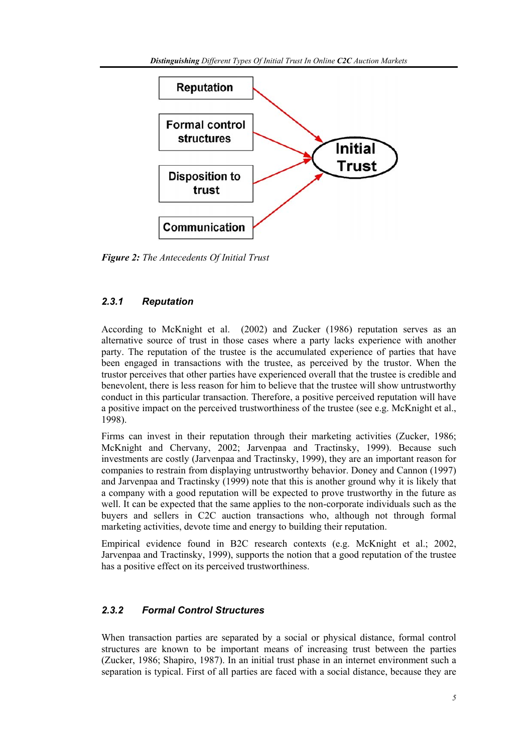**Figure 2:** *The Antecedents Of Initial Trust*

### 2.3.1 Reputation

According to McKnight et al. (2002) and Zucker (1986) reputation serves as an alternative source of trust in those cases where a party lacks experience with another party. The reputation of the trustee is the accumulated experience of parties that have been engaged in transactions with the trustee, as perceived by the trustor. When the trustor perceives that other parties have experienced overall that the trustee is credible and benevolent, there is less reason for him to believe that the trustee will show untrustworthy conduct in this particular transaction. Therefore, a positive perceived reputation will have a positive impact on the perceived trustworthiness of the trustee (see e.g. McKnight et al., 1998).

Firms can invest in their reputation through their marketing activities (Zucker, 1986; McKnight and Chervany, 2002; Jarvenpaa and Tractinsky, 1999). Because such investments are costly (Jarvenpaa and Tractinsky, 1999), they are an important reason for companies to restrain from displaying untrustworthy behavior. Doney and Cannon (1997) and Jarvenpaa and Tractinsky (1999) note that this is another ground why it is likely that a company with a good reputation will be expected to prove trustworthy in the future as well. It can be expected that the same applies to the non-corporate individuals such as the buyers and sellers in C2C auction transactions who, although not through formal marketing activities, devote time and energy to building their reputation.

Empirical evidence found in B2C research contexts (e.g. McKnight et al.; 2002, Jarvenpaa and Tractinsky, 1999), supports the notion that a good reputation of the trustee has a positive effect on its perceived trustworthiness.

### 2.3.2 Formal Control Structures

When transaction parties are separated by a social or physical distance, formal control structures are known to be important means of increasing trust between the parties (Zucker, 1986; Shapiro, 1987). In an initial trust phase in an internet environment such a separation is typical. First of all parties are faced with a social distance, because they are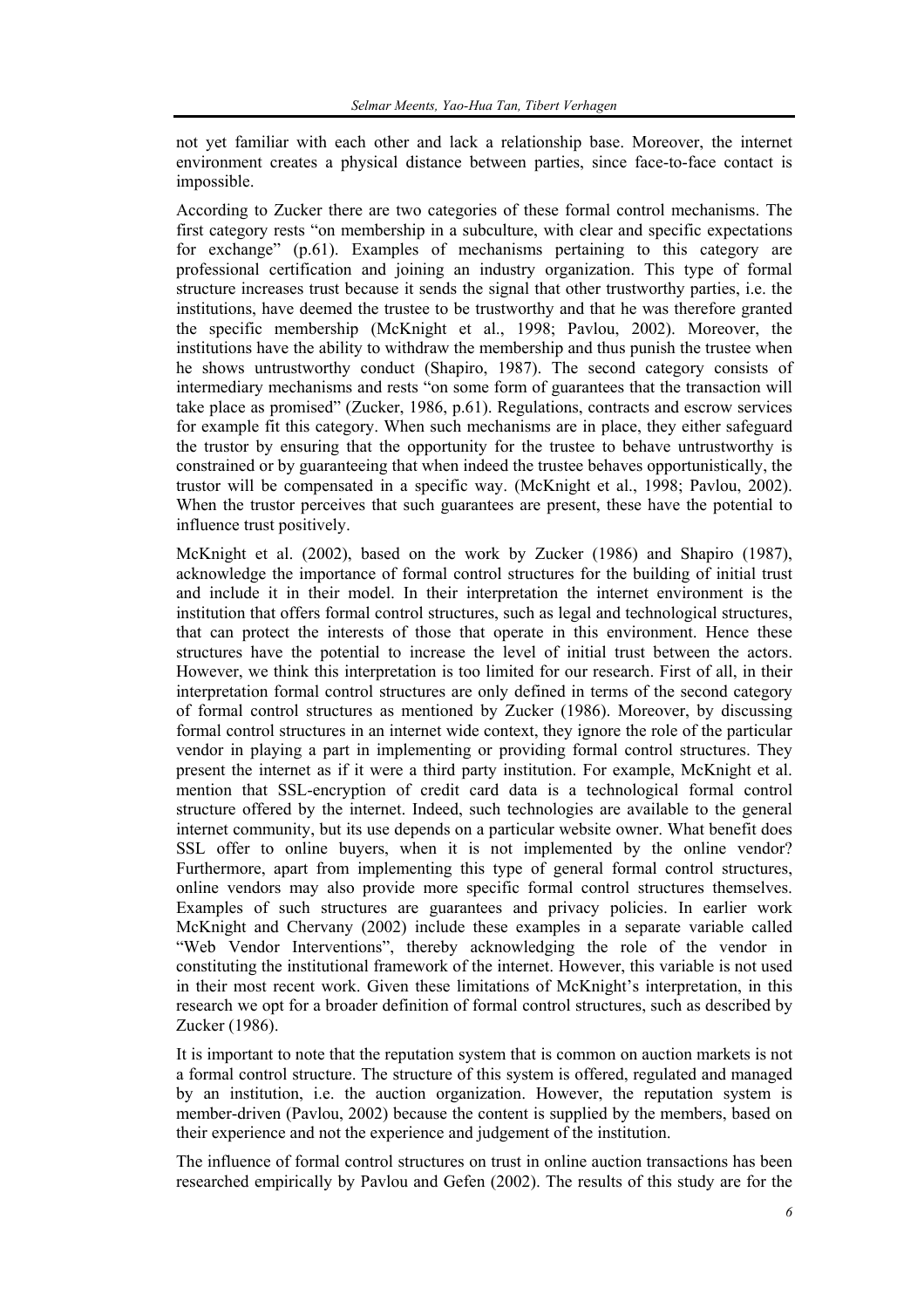not yet familiar with each other and lack a relationship base. Moreover, the internet environment creates a physical distance between parties, since face-to-face contact is impossible.

According to Zucker there are two categories of these formal control mechanisms. The first category rests "on membership in a subculture, with clear and specific expectations for exchange" (p.61). Examples of mechanisms pertaining to this category are professional certification and joining an industry organization. This type of formal structure increases trust because it sends the signal that other trustworthy parties, i.e. the institutions, have deemed the trustee to be trustworthy and that he was therefore granted the specific membership (McKnight et al., 1998; Pavlou, 2002). Moreover, the institutions have the ability to withdraw the membership and thus punish the trustee when he shows untrustworthy conduct (Shapiro, 1987). The second category consists of intermediary mechanisms and rests "on some form of guarantees that the transaction will take place as promised" (Zucker, 1986, p.61). Regulations, contracts and escrow services for example fit this category. When such mechanisms are in place, they either safeguard the trustor by ensuring that the opportunity for the trustee to behave untrustworthy is constrained or by guaranteeing that when indeed the trustee behaves opportunistically, the trustor will be compensated in a specific way. (McKnight et al., 1998; Pavlou, 2002). When the trustor perceives that such guarantees are present, these have the potential to influence trust positively.

McKnight et al. (2002), based on the work by Zucker (1986) and Shapiro (1987), acknowledge the importance of formal control structures for the building of initial trust and include it in their model. In their interpretation the internet environment is the institution that offers formal control structures, such as legal and technological structures, that can protect the interests of those that operate in this environment. Hence these structures have the potential to increase the level of initial trust between the actors. However, we think this interpretation is too limited for our research. First of all, in their interpretation formal control structures are only defined in terms of the second category of formal control structures as mentioned by Zucker (1986). Moreover, by discussing formal control structures in an internet wide context, they ignore the role of the particular vendor in playing a part in implementing or providing formal control structures. They present the internet as if it were a third party institution. For example, McKnight et al. mention that SSL-encryption of credit card data is a technological formal control structure offered by the internet. Indeed, such technologies are available to the general internet community, but its use depends on a particular website owner. What benefit does SSL offer to online buyers, when it is not implemented by the online vendor? Furthermore, apart from implementing this type of general formal control structures, online vendors may also provide more specific formal control structures themselves. Examples of such structures are guarantees and privacy policies. In earlier work McKnight and Chervany (2002) include these examples in a separate variable called "Web Vendor Interventions", thereby acknowledging the role of the vendor in constituting the institutional framework of the internet. However, this variable is not used in their most recent work. Given these limitations of McKnight's interpretation, in this research we opt for a broader definition of formal control structures, such as described by Zucker (1986).

It is important to note that the reputation system that is common on auction markets is not a formal control structure. The structure of this system is offered, regulated and managed by an institution, i.e. the auction organization. However, the reputation system is member-driven (Pavlou, 2002) because the content is supplied by the members, based on their experience and not the experience and judgement of the institution.

The influence of formal control structures on trust in online auction transactions has been researched empirically by Pavlou and Gefen (2002). The results of this study are for the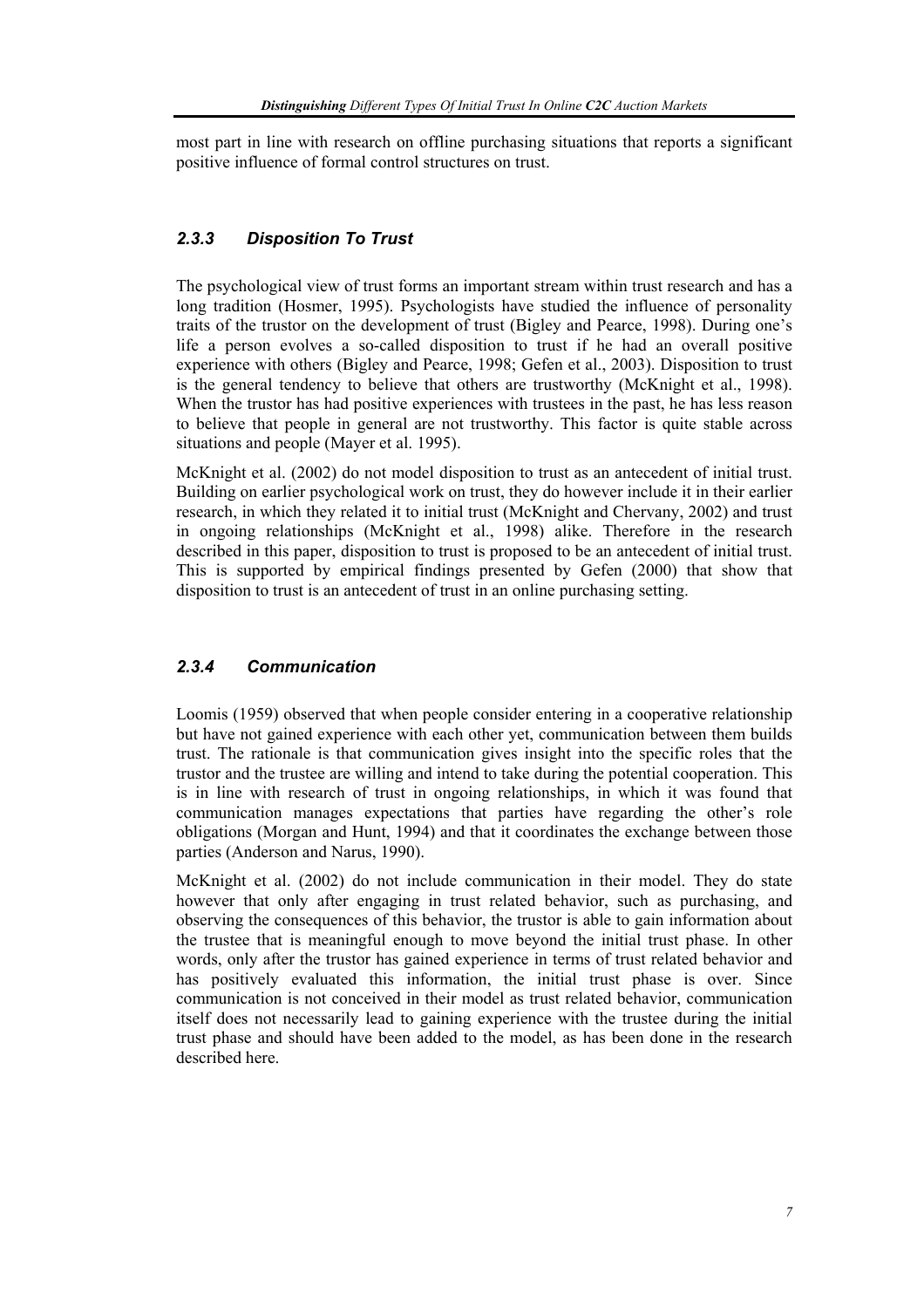most part in line with research on offline purchasing situations that reports a significant positive influence of formal control structures on trust.

### *2.3.3 Disposition To Trust*

The psychological view of trust forms an important stream within trust research and has a long tradition (Hosmer, 1995). Psychologists have studied the influence of personality traits of the trustor on the development of trust (Bigley and Pearce, 1998). During one's life a person evolves a so-called disposition to trust if he had an overall positive experience with others (Bigley and Pearce, 1998; Gefen et al., 2003). Disposition to trust is the general tendency to believe that others are trustworthy (McKnight et al., 1998). When the trustor has had positive experiences with trustees in the past, he has less reason to believe that people in general are not trustworthy. This factor is quite stable across situations and people (Mayer et al. 1995).

McKnight et al. (2002) do not model disposition to trust as an antecedent of initial trust. Building on earlier psychological work on trust, they do however include it in their earlier research, in which they related it to initial trust (McKnight and Chervany, 2002) and trust in ongoing relationships (McKnight et al., 1998) alike. Therefore in the research described in this paper, disposition to trust is proposed to be an antecedent of initial trust. This is supported by empirical findings presented by Gefen (2000) that show that disposition to trust is an antecedent of trust in an online purchasing setting.

### *2.3.4 Communication*

Loomis (1959) observed that when people consider entering in a cooperative relationship but have not gained experience with each other yet, communication between them builds trust. The rationale is that communication gives insight into the specific roles that the trustor and the trustee are willing and intend to take during the potential cooperation. This is in line with research of trust in ongoing relationships, in which it was found that communication manages expectations that parties have regarding the other's role obligations (Morgan and Hunt, 1994) and that it coordinates the exchange between those parties (Anderson and Narus, 1990).

McKnight et al. (2002) do not include communication in their model. They do state however that only after engaging in trust related behavior, such as purchasing, and observing the consequences of this behavior, the trustor is able to gain information about the trustee that is meaningful enough to move beyond the initial trust phase. In other words, only after the trustor has gained experience in terms of trust related behavior and has positively evaluated this information, the initial trust phase is over. Since communication is not conceived in their model as trust related behavior, communication itself does not necessarily lead to gaining experience with the trustee during the initial trust phase and should have been added to the model, as has been done in the research described here.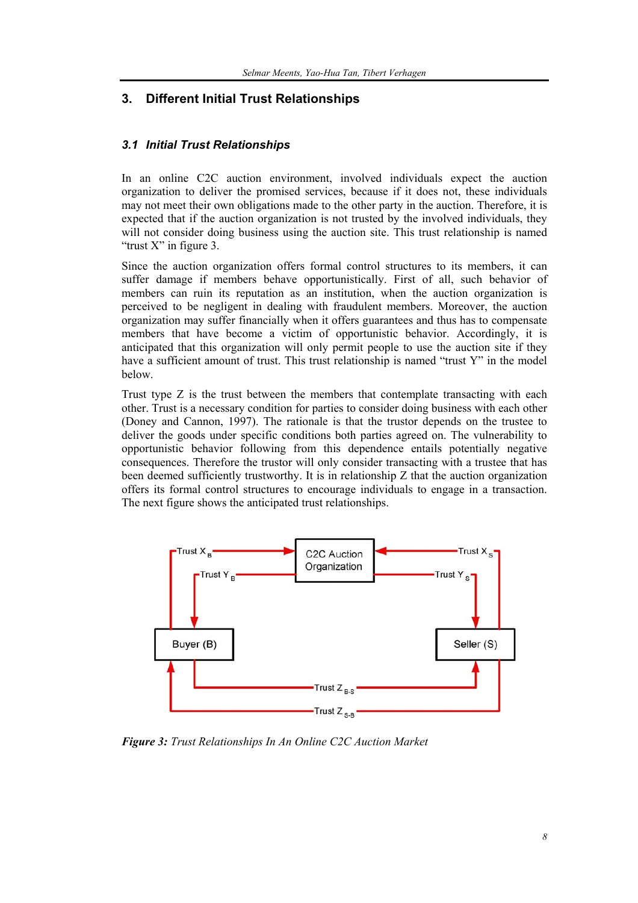## 3. Different Initial Trust Relationships

### *3.1 Initial Trust Relationships*

In an online C2C auction environment, involved individuals expect the auction organization to deliver the promised services, because if it does not, these individuals may not meet their own obligations made to the other party in the auction. Therefore, it is expected that if the auction organization is not trusted by the involved individuals, they will not consider doing business using the auction site. This trust relationship is named "trust X" in figure 3.

Since the auction organization offers formal control structures to its members, it can suffer damage if members behave opportunistically. First of all, such behavior of members can ruin its reputation as an institution, when the auction organization is perceived to be negligent in dealing with fraudulent members. Moreover, the auction organization may suffer financially when it offers guarantees and thus has to compensate members that have become a victim of opportunistic behavior. Accordingly, it is anticipated that this organization will only permit people to use the auction site if they have a sufficient amount of trust. This trust relationship is named "trust Y" in the model below.

Trust type Z is the trust between the members that contemplate transacting with each other. Trust is a necessary condition for parties to consider doing business with each other (Doney and Cannon, 1997). The rationale is that the trustor depends on the trustee to deliver the goods under specific conditions both parties agreed on. The vulnerability to opportunistic behavior following from this dependence entails potentially negative consequences. Therefore the trustor will only consider transacting with a trustee that has been deemed sufficiently trustworthy. It is in relationship Z that the auction organization offers its formal control structures to encourage individuals to engage in a transaction. The next figure shows the anticipated trust relationships.

***Figure 3:*** *Trust Relationships In An Online C2C Auction Market*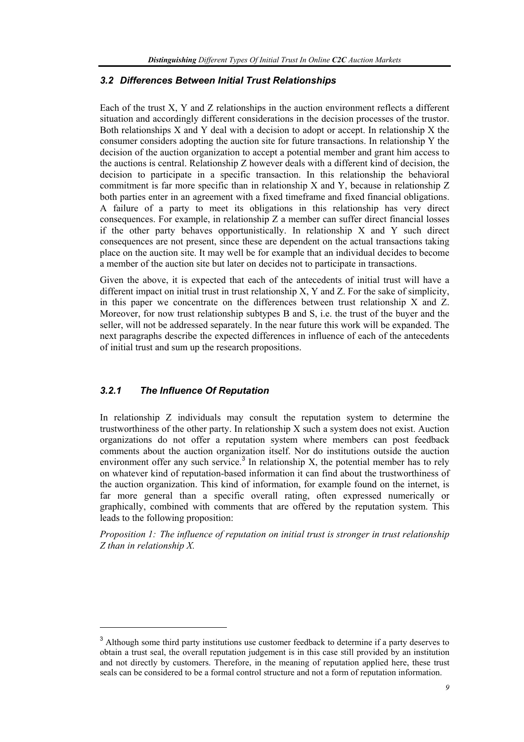### *3.2 Differences Between Initial Trust Relationships*

Each of the trust X, Y and Z relationships in the auction environment reflects a different situation and accordingly different considerations in the decision processes of the trustor. Both relationships X and Y deal with a decision to adopt or accept. In relationship X the consumer considers adopting the auction site for future transactions. In relationship Y the decision of the auction organization to accept a potential member and grant him access to the auctions is central. Relationship Z however deals with a different kind of decision, the decision to participate in a specific transaction. In this relationship the behavioral commitment is far more specific than in relationship X and Y, because in relationship Z both parties enter in an agreement with a fixed timeframe and fixed financial obligations. A failure of a party to meet its obligations in this relationship has very direct consequences. For example, in relationship Z a member can suffer direct financial losses if the other party behaves opportunistically. In relationship X and Y such direct consequences are not present, since these are dependent on the actual transactions taking place on the auction site. It may well be for example that an individual decides to become a member of the auction site but later on decides not to participate in transactions.

Given the above, it is expected that each of the antecedents of initial trust will have a different impact on initial trust in trust relationship X, Y and Z. For the sake of simplicity, in this paper we concentrate on the differences between trust relationship X and Z. Moreover, for now trust relationship subtypes B and S, i.e. the trust of the buyer and the seller, will not be addressed separately. In the near future this work will be expanded. The next paragraphs describe the expected differences in influence of each of the antecedents of initial trust and sum up the research propositions.

#### *3.2.1 The Influence Of Reputation*

In relationship Z individuals may consult the reputation system to determine the trustworthiness of the other party. In relationship X such a system does not exist. Auction organizations do not offer a reputation system where members can post feedback comments about the auction organization itself. Nor do institutions outside the auction environment offer any such service.[3] In relationship X, the potential member has to rely on whatever kind of reputation-based information it can find about the trustworthiness of the auction organization. This kind of information, for example found on the internet, is far more general than a specific overall rating, often expressed numerically or graphically, combined with comments that are offered by the reputation system. This leads to the following proposition:

*Proposition 1: The influence of reputation on initial trust is stronger in trust relationship Z than in relationship X.*

---

[3] Although some third party institutions use customer feedback to determine if a party deserves to obtain a trust seal, the overall reputation judgement is in this case still provided by an institution and not directly by customers. Therefore, in the meaning of reputation applied here, these trust seals can be considered to be a formal control structure and not a form of reputation information.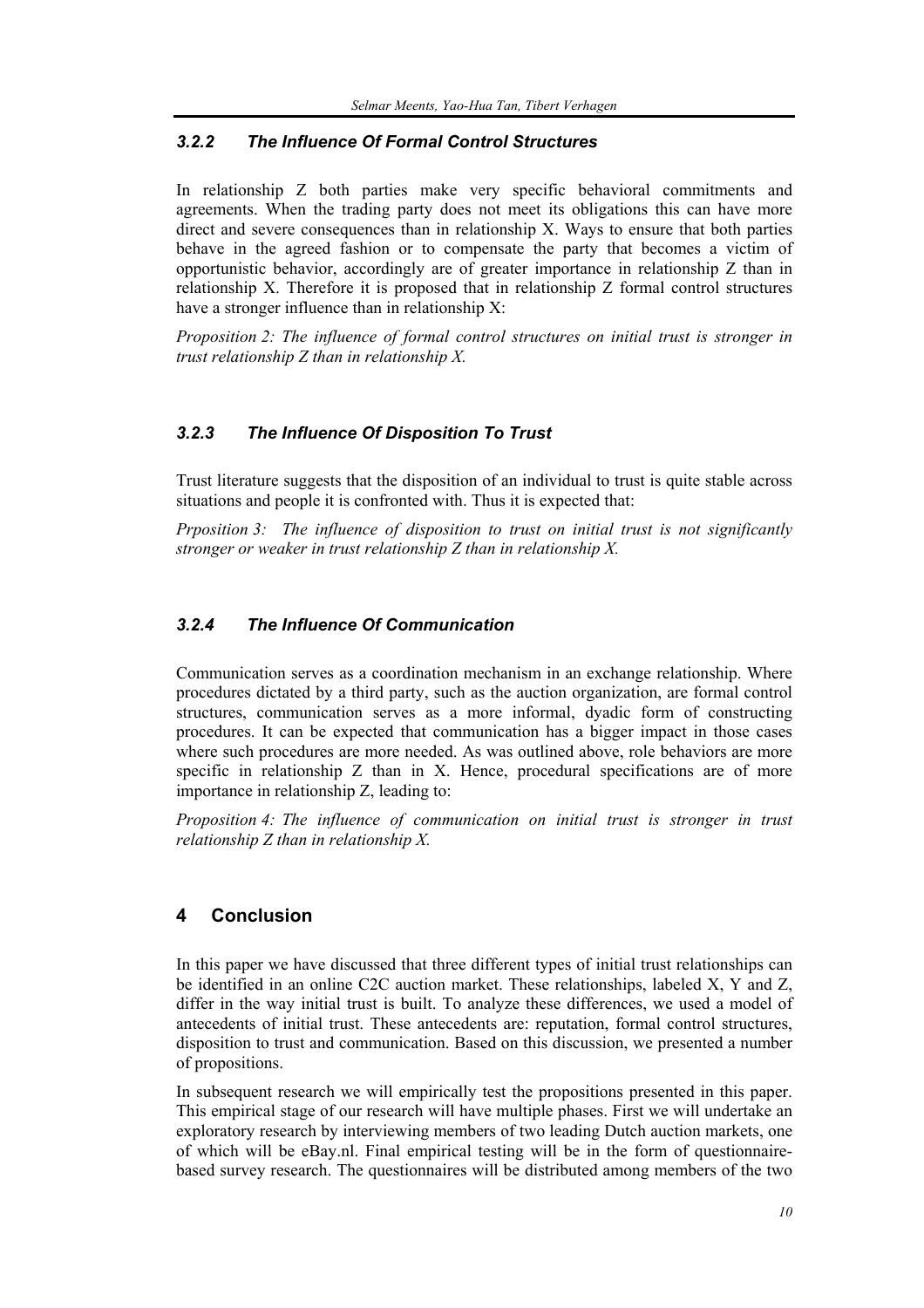### *3.2.2 The Influence Of Formal Control Structures*

In relationship Z both parties make very specific behavioral commitments and agreements. When the trading party does not meet its obligations this can have more direct and severe consequences than in relationship X. Ways to ensure that both parties behave in the agreed fashion or to compensate the party that becomes a victim of opportunistic behavior, accordingly are of greater importance in relationship Z than in relationship X. Therefore it is proposed that in relationship Z formal control structures have a stronger influence than in relationship X:

*Proposition 2: The influence of formal control structures on initial trust is stronger in trust relationship Z than in relationship X.*

### *3.2.3 The Influence Of Disposition To Trust*

Trust literature suggests that the disposition of an individual to trust is quite stable across situations and people it is confronted with. Thus it is expected that:

*Prposition 3: The influence of disposition to trust on initial trust is not significantly stronger or weaker in trust relationship Z than in relationship X.*

### *3.2.4 The Influence Of Communication*

Communication serves as a coordination mechanism in an exchange relationship. Where procedures dictated by a third party, such as the auction organization, are formal control structures, communication serves as a more informal, dyadic form of constructing procedures. It can be expected that communication has a bigger impact in those cases where such procedures are more needed. As was outlined above, role behaviors are more specific in relationship Z than in X. Hence, procedural specifications are of more importance in relationship Z, leading to:

*Proposition 4: The influence of communication on initial trust is stronger in trust relationship Z than in relationship X.*

## 4 Conclusion

In this paper we have discussed that three different types of initial trust relationships can be identified in an online C2C auction market. These relationships, labeled X, Y and Z, differ in the way initial trust is built. To analyze these differences, we used a model of antecedents of initial trust. These antecedents are: reputation, formal control structures, disposition to trust and communication. Based on this discussion, we presented a number of propositions.

In subsequent research we will empirically test the propositions presented in this paper. This empirical stage of our research will have multiple phases. First we will undertake an exploratory research by interviewing members of two leading Dutch auction markets, one of which will be eBay.nl. Final empirical testing will be in the form of questionnaire-based survey research. The questionnaires will be distributed among members of the two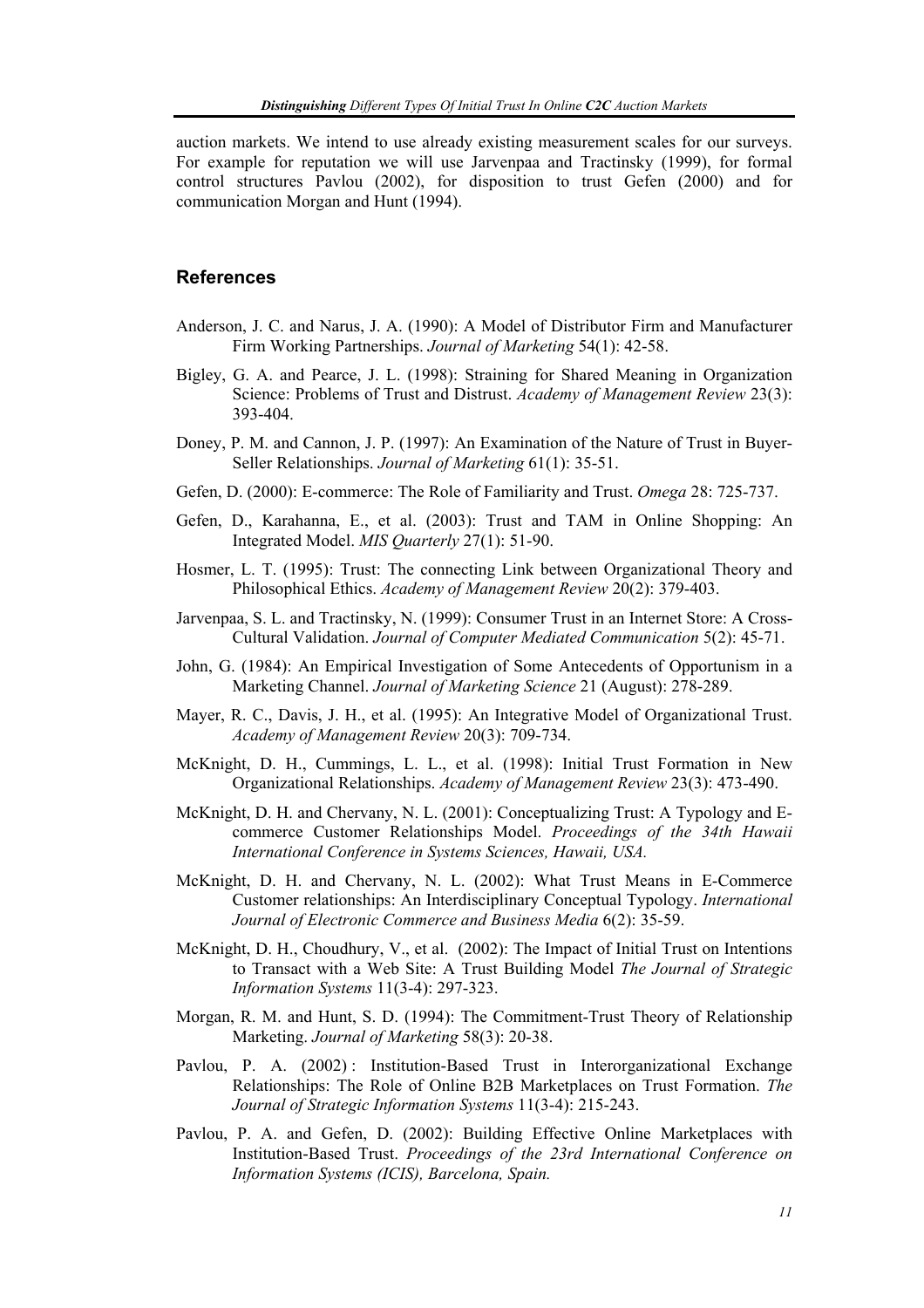auction markets. We intend to use already existing measurement scales for our surveys. For example for reputation we will use Jarvenpaa and Tractinsky (1999), for formal control structures Pavlou (2002), for disposition to trust Gefen (2000) and for communication Morgan and Hunt (1994).

## References

Anderson, J. C. and Narus, J. A. (1990): A Model of Distributor Firm and Manufacturer Firm Working Partnerships. *Journal of Marketing* 54(1): 42-58.

Bigley, G. A. and Pearce, J. L. (1998): Straining for Shared Meaning in Organization Science: Problems of Trust and Distrust. *Academy of Management Review* 23(3): 393-404.

Doney, P. M. and Cannon, J. P. (1997): An Examination of the Nature of Trust in Buyer-Seller Relationships. *Journal of Marketing* 61(1): 35-51.

Gefen, D. (2000): E-commerce: The Role of Familiarity and Trust. *Omega* 28: 725-737.

Gefen, D., Karahanna, E., et al. (2003): Trust and TAM in Online Shopping: An Integrated Model. *MIS Quarterly* 27(1): 51-90.

Hosmer, L. T. (1995): Trust: The connecting Link between Organizational Theory and Philosophical Ethics. *Academy of Management Review* 20(2): 379-403.

Jarvenpaa, S. L. and Tractinsky, N. (1999): Consumer Trust in an Internet Store: A Cross-Cultural Validation. *Journal of Computer Mediated Communication* 5(2): 45-71.

John, G. (1984): An Empirical Investigation of Some Antecedents of Opportunism in a Marketing Channel. *Journal of Marketing Science* 21 (August): 278-289.

Mayer, R. C., Davis, J. H., et al. (1995): An Integrative Model of Organizational Trust. *Academy of Management Review* 20(3): 709-734.

McKnight, D. H., Cummings, L. L., et al. (1998): Initial Trust Formation in New Organizational Relationships. *Academy of Management Review* 23(3): 473-490.

McKnight, D. H. and Chervany, N. L. (2001): Conceptualizing Trust: A Typology and E-commerce Customer Relationships Model. *Proceedings of the 34th Hawaii International Conference in Systems Sciences, Hawaii, USA.*

McKnight, D. H. and Chervany, N. L. (2002): What Trust Means in E-Commerce Customer relationships: An Interdisciplinary Conceptual Typology. *International Journal of Electronic Commerce and Business Media* 6(2): 35-59.

McKnight, D. H., Choudhury, V., et al. (2002): The Impact of Initial Trust on Intentions to Transact with a Web Site: A Trust Building Model *The Journal of Strategic Information Systems* 11(3-4): 297-323.

Morgan, R. M. and Hunt, S. D. (1994): The Commitment-Trust Theory of Relationship Marketing. *Journal of Marketing* 58(3): 20-38.

Pavlou, P. A. (2002) : Institution-Based Trust in Interorganizational Exchange Relationships: The Role of Online B2B Marketplaces on Trust Formation. *The Journal of Strategic Information Systems* 11(3-4): 215-243.

Pavlou, P. A. and Gefen, D. (2002): Building Effective Online Marketplaces with Institution-Based Trust. *Proceedings of the 23rd International Conference on Information Systems (ICIS), Barcelona, Spain.*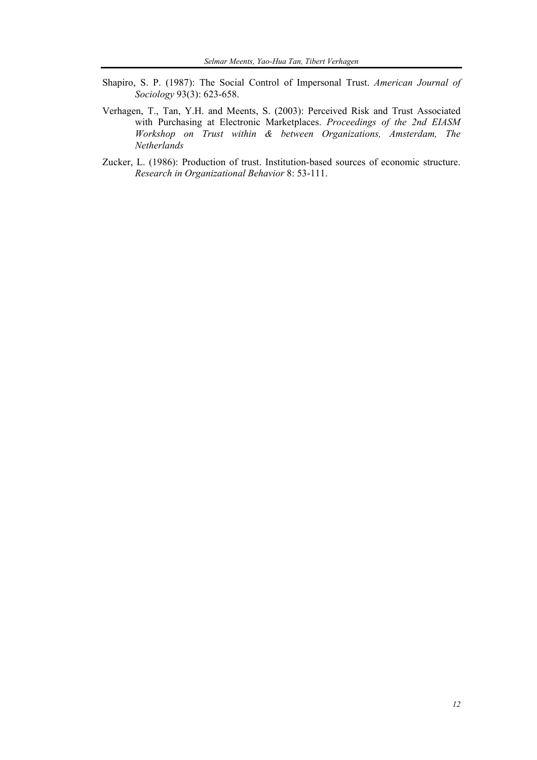Shapiro, S. P. (1987): The Social Control of Impersonal Trust. *American Journal of Sociology* 93(3): 623-658.

Verhagen, T., Tan, Y.H. and Meents, S. (2003): Perceived Risk and Trust Associated with Purchasing at Electronic Marketplaces. *Proceedings of the 2nd EIASM Workshop on Trust within & between Organizations, Amsterdam, The Netherlands*

Zucker, L. (1986): Production of trust. Institution-based sources of economic structure. *Research in Organizational Behavior* 8: 53-111.